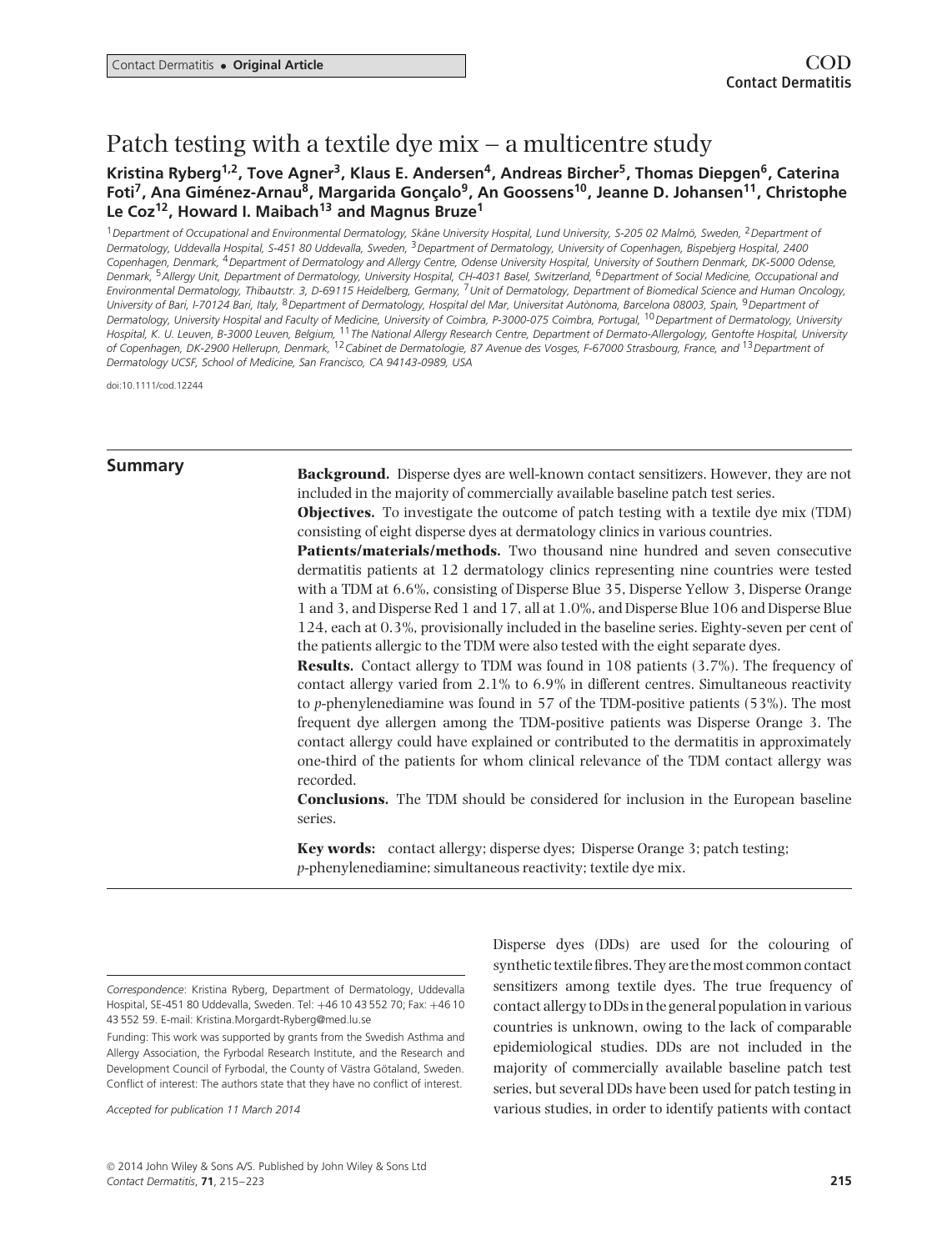# Patch testing with a textile dye mix – a multicentre study

**Kristina Ryberg[1,2], Tove Agner[3], Klaus E. Andersen[4], Andreas Bircher[5], Thomas Diepgen[6], Caterina Foti[7], Ana Giménez-Arnau[8], Margarida Gonçalo[9], An Goossens[10], Jeanne D. Johansen[11], Christophe Le Coz[12], Howard I. Maibach[13] and Magnus Bruze[1]**

[1]*Department of Occupational and Environmental Dermatology, Skåne University Hospital, Lund University, S-205 02 Malmö, Sweden,* [2]*Department of Dermatology, Uddevalla Hospital, S-451 80 Uddevalla, Sweden,* [3]*Department of Dermatology, University of Copenhagen, Bispebjerg Hospital, 2400 Copenhagen, Denmark,* [4]*Department of Dermatology and Allergy Centre, Odense University Hospital, University of Southern Denmark, DK-5000 Odense, Denmark,* [5]*Allergy Unit, Department of Dermatology, University Hospital, CH-4031 Basel, Switzerland,* [6]*Department of Social Medicine, Occupational and Environmental Dermatology, Thibautstr. 3, D-69115 Heidelberg, Germany,* [7]*Unit of Dermatology, Department of Biomedical Science and Human Oncology, University of Bari, I-70124 Bari, Italy,* [8]*Department of Dermatology, Hospital del Mar, Universitat Autònoma, Barcelona 08003, Spain,* [9]*Department of Dermatology, University Hospital and Faculty of Medicine, University of Coimbra, P-3000-075 Coimbra, Portugal,* [10]*Department of Dermatology, University Hospital, K. U. Leuven, B-3000 Leuven, Belgium,* [11]*The National Allergy Research Centre, Department of Dermato-Allergology, Gentofte Hospital, University of Copenhagen, DK-2900 Hellerup, Denmark,* [12]*Cabinet de Dermatologie, 87 Avenue des Vosges, F-67000 Strasbourg, France, and* [13]*Department of Dermatology UCSF, School of Medicine, San Francisco, CA 94143-0989, USA*

doi:10.1111/cod.12244

## Summary

**Background.** Disperse dyes are well-known contact sensitizers. However, they are not included in the majority of commercially available baseline patch test series.

**Objectives.** To investigate the outcome of patch testing with a textile dye mix (TDM) consisting of eight disperse dyes at dermatology clinics in various countries.

**Patients/materials/methods.** Two thousand nine hundred and seven consecutive dermatitis patients at 12 dermatology clinics representing nine countries were tested with a TDM at 6.6%, consisting of Disperse Blue 35, Disperse Yellow 3, Disperse Orange 1 and 3, and Disperse Red 1 and 17, all at 1.0%, and Disperse Blue 106 and Disperse Blue 124, each at 0.3%, provisionally included in the baseline series. Eighty-seven per cent of the patients allergic to the TDM were also tested with the eight separate dyes.

**Results.** Contact allergy to TDM was found in 108 patients (3.7%). The frequency of contact allergy varied from 2.1% to 6.9% in different centres. Simultaneous reactivity to *p*-phenylenediamine was found in 57 of the TDM-positive patients (53%). The most frequent dye allergen among the TDM-positive patients was Disperse Orange 3. The contact allergy could have explained or contributed to the dermatitis in approximately one-third of the patients for whom clinical relevance of the TDM contact allergy was recorded.

**Conclusions.** The TDM should be considered for inclusion in the European baseline series.

**Key words:** contact allergy; disperse dyes; Disperse Orange 3; patch testing; *p*-phenylenediamine; simultaneous reactivity; textile dye mix.

*Correspondence*: Kristina Ryberg, Department of Dermatology, Uddevalla Hospital, SE-451 80 Uddevalla, Sweden. Tel: +46 10 43 552 70; Fax: +46 10 43 552 59. E-mail: Kristina.Morgardt-Ryberg@med.lu.se

Funding: This work was supported by grants from the Swedish Asthma and Allergy Association, the Fyrbodal Research Institute, and the Research and Development Council of Fyrbodal, the County of Västra Götaland, Sweden. Conflict of interest: The authors state that they have no conflict of interest.

*Accepted for publication 11 March 2014*

Disperse dyes (DDs) are used for the colouring of synthetic textile fibres. They are the most common contact sensitizers among textile dyes. The true frequency of contact allergy to DDs in the general population in various countries is unknown, owing to the lack of comparable epidemiological studies. DDs are not included in the majority of commercially available baseline patch test series, but several DDs have been used for patch testing in various studies, in order to identify patients with contact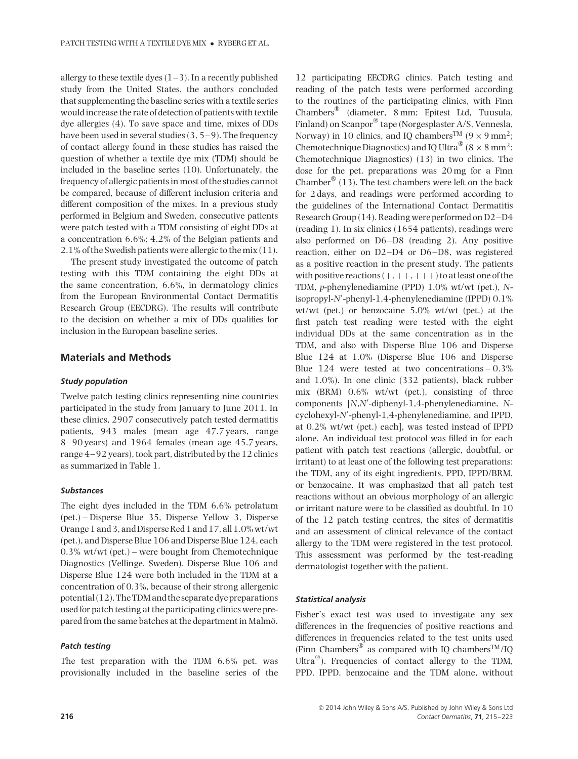allergy to these textile dyes (1–3). In a recently published study from the United States, the authors concluded that supplementing the baseline series with a textile series would increase the rate of detection of patients with textile dye allergies (4). To save space and time, mixes of DDs have been used in several studies (3, 5–9). The frequency of contact allergy found in these studies has raised the question of whether a textile dye mix (TDM) should be included in the baseline series (10). Unfortunately, the frequency of allergic patients in most of the studies cannot be compared, because of different inclusion criteria and different composition of the mixes. In a previous study performed in Belgium and Sweden, consecutive patients were patch tested with a TDM consisting of eight DDs at a concentration 6.6%; 4.2% of the Belgian patients and 2.1% of the Swedish patients were allergic to the mix (11).

The present study investigated the outcome of patch testing with this TDM containing the eight DDs at the same concentration, 6.6%, in dermatology clinics from the European Environmental Contact Dermatitis Research Group (EECDRG). The results will contribute to the decision on whether a mix of DDs qualifies for inclusion in the European baseline series.

## Materials and Methods

### *Study population*

Twelve patch testing clinics representing nine countries participated in the study from January to June 2011. In these clinics, 2907 consecutively patch tested dermatitis patients, 943 males (mean age 47.7 years, range 8–90 years) and 1964 females (mean age 45.7 years, range 4–92 years), took part, distributed by the 12 clinics as summarized in Table 1.

### *Substances*

The eight dyes included in the TDM 6.6% petrolatum (pet.) – Disperse Blue 35, Disperse Yellow 3, Disperse Orange 1 and 3, and Disperse Red 1 and 17, all 1.0% wt/wt (pet.), and Disperse Blue 106 and Disperse Blue 124, each 0.3% wt/wt (pet.) – were bought from Chemotechnique Diagnostics (Vellinge, Sweden). Disperse Blue 106 and Disperse Blue 124 were both included in the TDM at a concentration of 0.3%, because of their strong allergenic potential (12). The TDM and the separate dye preparations used for patch testing at the participating clinics were prepared from the same batches at the department in Malmö.

### *Patch testing*

The test preparation with the TDM 6.6% pet. was provisionally included in the baseline series of the 12 participating EECDRG clinics. Patch testing and reading of the patch tests were performed according to the routines of the participating clinics, with Finn Chambers® (diameter, 8 mm; Epitest Ltd, Tuusula, Finland) on Scanpor® tape (Norgesplaster A/S, Vennesla, Norway) in 10 clinics, and IQ chambers™ ($9 \times 9$ mm$^2$; Chemotechnique Diagnostics) and IQ Ultra® ($8 \times 8$ mm$^2$; Chemotechnique Diagnostics) (13) in two clinics. The dose for the pet. preparations was 20 mg for a Finn Chamber® (13). The test chambers were left on the back for 2 days, and readings were performed according to the guidelines of the International Contact Dermatitis Research Group (14). Reading were performed on D2–D4 (reading 1). In six clinics (1654 patients), readings were also performed on D6–D8 (reading 2). Any positive reaction, either on D2–D4 or D6–D8, was registered as a positive reaction in the present study. The patients with positive reactions (+, ++, +++) to at least one of the TDM, *p*-phenylenediamine (PPD) 1.0% wt/wt (pet.), *N*-isopropyl-*N*′-phenyl-1,4-phenylenediamine (IPPD) 0.1% wt/wt (pet.) or benzocaine 5.0% wt/wt (pet.) at the first patch test reading were tested with the eight individual DDs at the same concentration as in the TDM, and also with Disperse Blue 106 and Disperse Blue 124 at 1.0% (Disperse Blue 106 and Disperse Blue 124 were tested at two concentrations – 0.3% and 1.0%). In one clinic (332 patients), black rubber mix (BRM) 0.6% wt/wt (pet.), consisting of three components [*N*,*N*′-diphenyl-1,4-phenylenediamine, *N*-cyclohexyl-*N*′-phenyl-1,4-phenylenediamine, and IPPD, at 0.2% wt/wt (pet.) each], was tested instead of IPPD alone. An individual test protocol was filled in for each patient with patch test reactions (allergic, doubtful, or irritant) to at least one of the following test preparations: the TDM, any of its eight ingredients, PPD, IPPD/BRM, or benzocaine. It was emphasized that all patch test reactions without an obvious morphology of an allergic or irritant nature were to be classified as doubtful. In 10 of the 12 patch testing centres, the sites of dermatitis and an assessment of clinical relevance of the contact allergy to the TDM were registered in the test protocol. This assessment was performed by the test-reading dermatologist together with the patient.

### *Statistical analysis*

Fisher's exact test was used to investigate any sex differences in the frequencies of positive reactions and differences in frequencies related to the test units used (Finn Chambers® as compared with IQ chambers™/IQ Ultra®). Frequencies of contact allergy to the TDM, PPD, IPPD, benzocaine and the TDM alone, without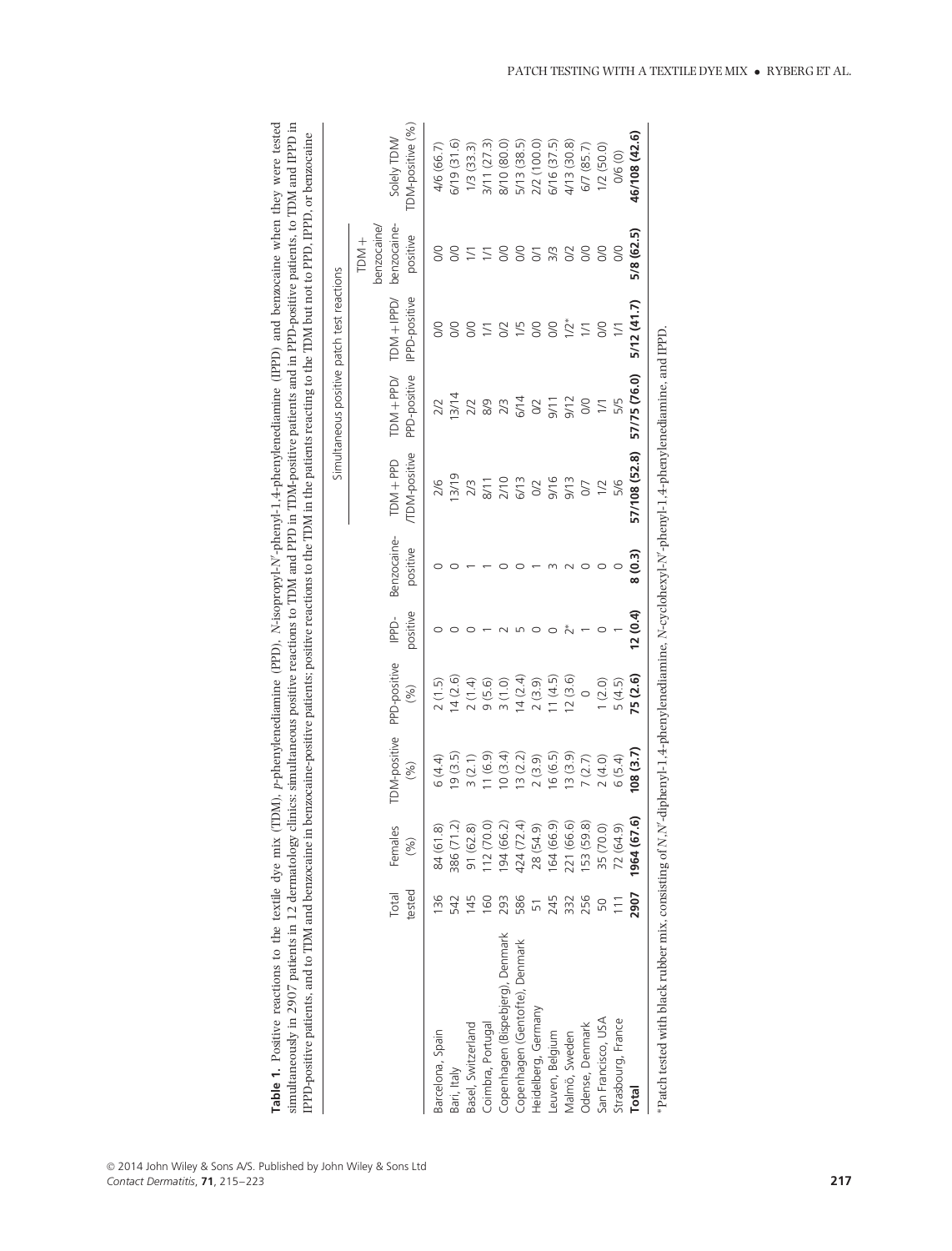**Table 1.** Positive reactions to the textile dye mix (TDM), *p*-phenylenediamine (PPD), *N*-isopropyl-*N*′-phenyl-1,4-phenylenediamine (IPPD) and benzocaine when they were tested simultaneously in 2907 patients in 12 dermatology clinics: simultaneous positive reactions to TDM and PPD in TDM-positive patients and in PPD-positive patients, to TDM and IPPD in IPPD-positive patients, and to TDM and benzocaine in benzocaine-positive patients; positive reactions to the TDM in the patients reacting to the TDM but not to PPD, IPPD, or benzocaine

| | Total tested | Females (%) | TDM-positive (%) | PPD-positive (%) | IPPD-positive | Benzocaine-positive | Simultaneous positive patch test reactions | | | | |
|---|---|---|---|---|---|---|---|---|---|---|---|
| | | | | | | | TDM + PPD /TDM-positive | TDM + PPD/ PPD-positive | TDM + IPPD/ IPPD-positive | TDM + benzocaine/ benzocaine-positive | Solely TDM/ TDM-positive (%) |
| Barcelona, Spain | 136 | 84 (61.8) | 6 (4.4) | 2 (1.5) | 0 | 0 | 2/6 | 2/2 | 0/0 | 0/0 | 4/6 (66.7) |
| Bari, Italy | 542 | 386 (71.2) | 19 (3.5) | 14 (2.6) | 0 | 0 | 13/19 | 13/14 | 0/0 | 0/0 | 6/19 (31.6) |
| Basel, Switzerland | 145 | 91 (62.8) | 3 (2.1) | 2 (1.4) | 0 | 1 | 2/3 | 2/2 | 0/0 | 1/1 | 1/3 (33.3) |
| Coimbra, Portugal | 160 | 112 (70.0) | 11 (6.9) | 9 (5.6) | 1 | 1 | 8/11 | 8/9 | 1/1 | 1/1 | 3/11 (27.3) |
| Copenhagen (Bispebjerg), Denmark | 293 | 194 (66.2) | 10 (3.4) | 3 (1.0) | 2 | 0 | 2/10 | 2/3 | 0/2 | 0/0 | 8/10 (80.0) |
| Copenhagen (Gentofte), Denmark | 586 | 424 (72.4) | 13 (2.2) | 14 (2.4) | 5 | 0 | 6/13 | 6/14 | 1/5 | 0/0 | 5/13 (38.5) |
| Heidelberg, Germany | 51 | 28 (54.9) | 2 (3.9) | 2 (3.9) | 0 | 1 | 0/2 | 0/2 | 0/0 | 0/1 | 2/2 (100.0) |
| Leuven, Belgium | 245 | 164 (66.9) | 16 (6.5) | 11 (4.5) | 0 | 3 | 9/16 | 9/11 | 0/0 | 3/3 | 6/16 (37.5) |
| Malmö, Sweden | 332 | 221 (66.6) | 13 (3.9) | 12 (3.6) | 2* | 2 | 9/13 | 9/12 | 1/2* | 0/2 | 4/13 (30.8) |
| Odense, Denmark | 256 | 153 (59.8) | 7 (2.7) | 0 | 1 | 0 | 0/7 | 0/0 | 1/1 | 0/0 | 6/7 (85.7) |
| San Francisco, USA | 50 | 35 (70.0) | 2 (4.0) | 1 (2.0) | 0 | 0 | 1/2 | 1/1 | 0/0 | 0/0 | 1/2 (50.0) |
| Strasbourg, France | 111 | 72 (64.9) | 6 (5.4) | 5 (4.5) | 1 | 0 | 5/6 | 5/5 | 1/1 | 0/0 | 0/6 (0) |
| **Total** | **2907** | **1964 (67.6)** | **108 (3.7)** | **75 (2.6)** | **12 (0.4)** | **8 (0.3)** | **57/108 (52.8)** | **57/75 (76.0)** | **5/12 (41.7)** | **5/8 (62.5)** | **46/108 (42.6)** |

*Patch tested with black rubber mix, consisting of *N*,*N*′-diphenyl-1,4-phenylenediamine, *N*-cyclohexyl-*N*′-phenyl-1,4-phenylenediamine, and IPPD.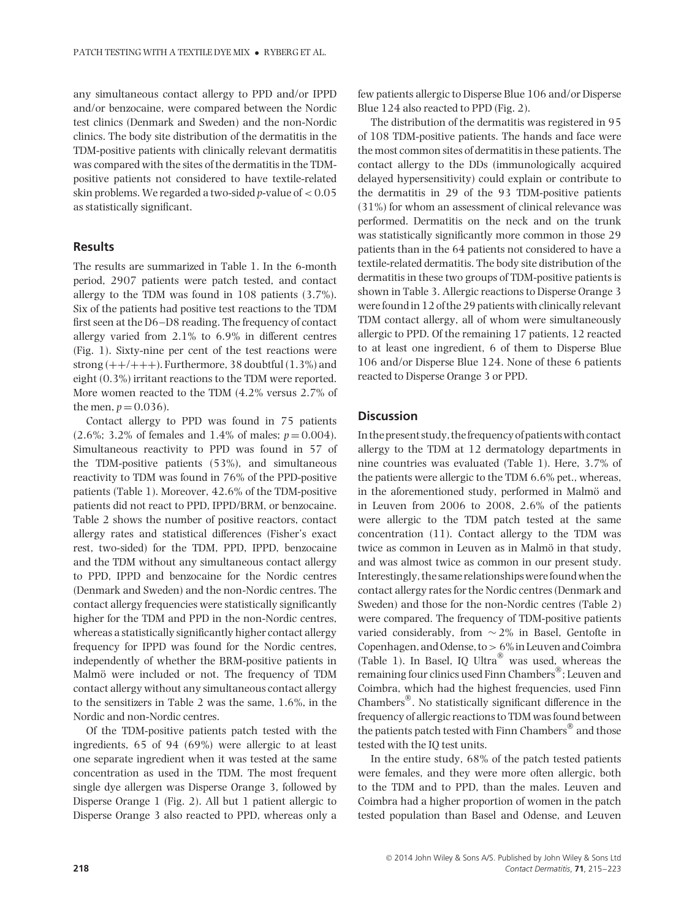any simultaneous contact allergy to PPD and/or IPPD and/or benzocaine, were compared between the Nordic test clinics (Denmark and Sweden) and the non-Nordic clinics. The body site distribution of the dermatitis in the TDM-positive patients with clinically relevant dermatitis was compared with the sites of the dermatitis in the TDM-positive patients not considered to have textile-related skin problems. We regarded a two-sided *p*-value of $< 0.05$ as statistically significant.

## Results

The results are summarized in Table 1. In the 6-month period, 2907 patients were patch tested, and contact allergy to the TDM was found in 108 patients (3.7%). Six of the patients had positive test reactions to the TDM first seen at the D6–D8 reading. The frequency of contact allergy varied from 2.1% to 6.9% in different centres (Fig. 1). Sixty-nine per cent of the test reactions were strong (++/+++). Furthermore, 38 doubtful (1.3%) and eight (0.3%) irritant reactions to the TDM were reported. More women reacted to the TDM (4.2% versus 2.7% of the men, $p = 0.036$).

Contact allergy to PPD was found in 75 patients (2.6%; 3.2% of females and 1.4% of males; $p = 0.004$). Simultaneous reactivity to PPD was found in 57 of the TDM-positive patients (53%), and simultaneous reactivity to TDM was found in 76% of the PPD-positive patients (Table 1). Moreover, 42.6% of the TDM-positive patients did not react to PPD, IPPD/BRM, or benzocaine. Table 2 shows the number of positive reactors, contact allergy rates and statistical differences (Fisher's exact rest, two-sided) for the TDM, PPD, IPPD, benzocaine and the TDM without any simultaneous contact allergy to PPD, IPPD and benzocaine for the Nordic centres (Denmark and Sweden) and the non-Nordic centres. The contact allergy frequencies were statistically significantly higher for the TDM and PPD in the non-Nordic centres, whereas a statistically significantly higher contact allergy frequency for IPPD was found for the Nordic centres, independently of whether the BRM-positive patients in Malmö were included or not. The frequency of TDM contact allergy without any simultaneous contact allergy to the sensitizers in Table 2 was the same, 1.6%, in the Nordic and non-Nordic centres.

Of the TDM-positive patients patch tested with the ingredients, 65 of 94 (69%) were allergic to at least one separate ingredient when it was tested at the same concentration as used in the TDM. The most frequent single dye allergen was Disperse Orange 3, followed by Disperse Orange 1 (Fig. 2). All but 1 patient allergic to Disperse Orange 3 also reacted to PPD, whereas only a few patients allergic to Disperse Blue 106 and/or Disperse Blue 124 also reacted to PPD (Fig. 2).

The distribution of the dermatitis was registered in 95 of 108 TDM-positive patients. The hands and face were the most common sites of dermatitis in these patients. The contact allergy to the DDs (immunologically acquired delayed hypersensitivity) could explain or contribute to the dermatitis in 29 of the 93 TDM-positive patients (31%) for whom an assessment of clinical relevance was performed. Dermatitis on the neck and on the trunk was statistically significantly more common in those 29 patients than in the 64 patients not considered to have a textile-related dermatitis. The body site distribution of the dermatitis in these two groups of TDM-positive patients is shown in Table 3. Allergic reactions to Disperse Orange 3 were found in 12 of the 29 patients with clinically relevant TDM contact allergy, all of whom were simultaneously allergic to PPD. Of the remaining 17 patients, 12 reacted to at least one ingredient, 6 of them to Disperse Blue 106 and/or Disperse Blue 124. None of these 6 patients reacted to Disperse Orange 3 or PPD.

## Discussion

In the present study, the frequency of patients with contact allergy to the TDM at 12 dermatology departments in nine countries was evaluated (Table 1). Here, 3.7% of the patients were allergic to the TDM 6.6% pet., whereas, in the aforementioned study, performed in Malmö and in Leuven from 2006 to 2008, 2.6% of the patients were allergic to the TDM patch tested at the same concentration (11). Contact allergy to the TDM was twice as common in Leuven as in Malmö in that study, and was almost twice as common in our present study. Interestingly, the same relationships were found when the contact allergy rates for the Nordic centres (Denmark and Sweden) and those for the non-Nordic centres (Table 2) were compared. The frequency of TDM-positive patients varied considerably, from $\sim 2\%$ in Basel, Gentofte in Copenhagen, and Odense, to $> 6\%$ in Leuven and Coimbra (Table 1). In Basel, IQ Ultra® was used, whereas the remaining four clinics used Finn Chambers®; Leuven and Coimbra, which had the highest frequencies, used Finn Chambers®. No statistically significant difference in the frequency of allergic reactions to TDM was found between the patients patch tested with Finn Chambers® and those tested with the IQ test units.

In the entire study, 68% of the patch tested patients were females, and they were more often allergic, both to the TDM and to PPD, than the males. Leuven and Coimbra had a higher proportion of women in the patch tested population than Basel and Odense, and Leuven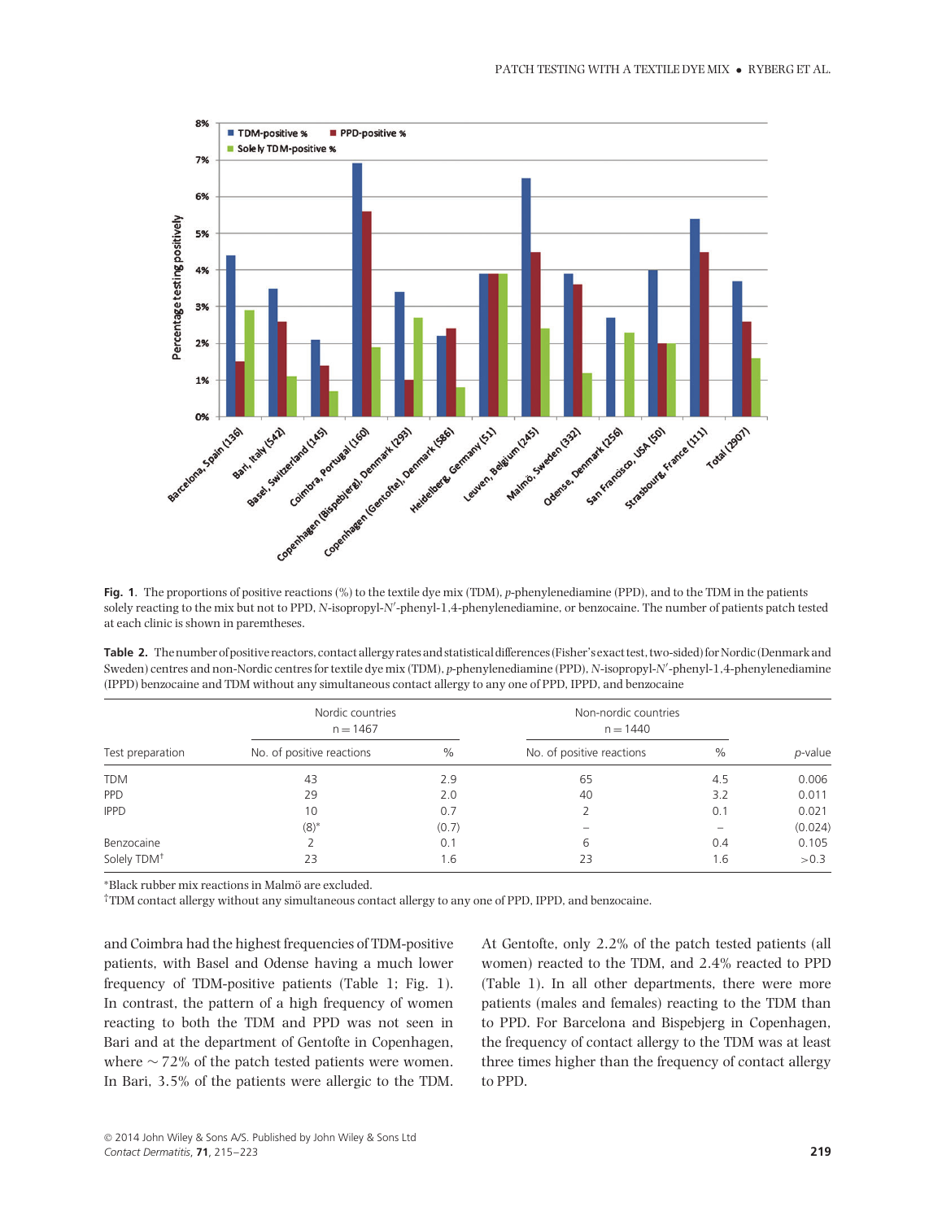**Fig. 1.** The proportions of positive reactions (%) to the textile dye mix (TDM), *p*-phenylenediamine (PPD), and to the TDM in the patients solely reacting to the mix but not to PPD, *N*-isopropyl-*N*′-phenyl-1,4-phenylenediamine, or benzocaine. The number of patients patch tested at each clinic is shown in paremtheses.

**Table 2.** The number of positive reactors, contact allergy rates and statistical differences (Fisher's exact test, two-sided) for Nordic (Denmark and Sweden) centres and non-Nordic centres for textile dye mix (TDM), *p*-phenylenediamine (PPD), *N*-isopropyl-*N*′-phenyl-1,4-phenylenediamine (IPPD) benzocaine and TDM without any simultaneous contact allergy to any one of PPD, IPPD, and benzocaine

| | Nordic countries n = 1467 | | Non-nordic countries n = 1440 | | |
|---|---|---|---|---|---|
| Test preparation | No. of positive reactions | % | No. of positive reactions | % | *p*-value |
| TDM | 43 | 2.9 | 65 | 4.5 | 0.006 |
| PPD | 29 | 2.0 | 40 | 3.2 | 0.011 |
| IPPD | 10 | 0.7 | 2 | 0.1 | 0.021 |
| | (8)* | (0.7) | – | – | (0.024) |
| Benzocaine | 2 | 0.1 | 6 | 0.4 | 0.105 |
| Solely TDM† | 23 | 1.6 | 23 | 1.6 | >0.3 |

*Black rubber mix reactions in Malmö are excluded.
†TDM contact allergy without any simultaneous contact allergy to any one of PPD, IPPD, and benzocaine.

and Coimbra had the highest frequencies of TDM-positive patients, with Basel and Odense having a much lower frequency of TDM-positive patients (Table 1; Fig. 1). In contrast, the pattern of a high frequency of women reacting to both the TDM and PPD was not seen in Bari and at the department of Gentofte in Copenhagen, where ~72% of the patch tested patients were women. In Bari, 3.5% of the patients were allergic to the TDM. At Gentofte, only 2.2% of the patch tested patients (all women) reacted to the TDM, and 2.4% reacted to PPD (Table 1). In all other departments, there were more patients (males and females) reacting to the TDM than to PPD. For Barcelona and Bispebjerg in Copenhagen, the frequency of contact allergy to the TDM was at least three times higher than the frequency of contact allergy to PPD.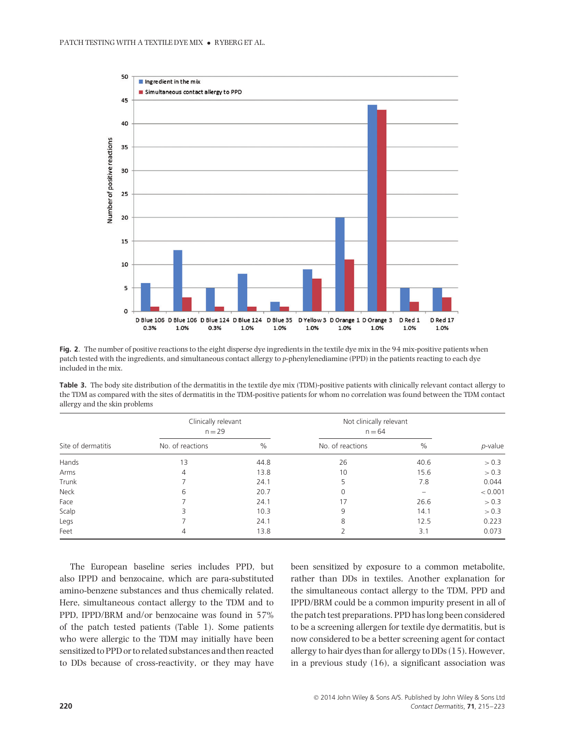**Fig. 2.** The number of positive reactions to the eight disperse dye ingredients in the textile dye mix in the 94 mix-positive patients when patch tested with the ingredients, and simultaneous contact allergy to *p*-phenylenediamine (PPD) in the patients reacting to each dye included in the mix.

**Table 3.** The body site distribution of the dermatitis in the textile dye mix (TDM)-positive patients with clinically relevant contact allergy to the TDM as compared with the sites of dermatitis in the TDM-positive patients for whom no correlation was found between the TDM contact allergy and the skin problems

| | Clinically relevant n = 29 | | Not clinically relevant n = 64 | | |
|---|---|---|---|---|---|
| Site of dermatitis | No. of reactions | % | No. of reactions | % | *p*-value |
| Hands | 13 | 44.8 | 26 | 40.6 | > 0.3 |
| Arms | 4 | 13.8 | 10 | 15.6 | > 0.3 |
| Trunk | 7 | 24.1 | 5 | 7.8 | 0.044 |
| Neck | 6 | 20.7 | 0 | – | < 0.001 |
| Face | 7 | 24.1 | 17 | 26.6 | > 0.3 |
| Scalp | 3 | 10.3 | 9 | 14.1 | > 0.3 |
| Legs | 7 | 24.1 | 8 | 12.5 | 0.223 |
| Feet | 4 | 13.8 | 2 | 3.1 | 0.073 |

The European baseline series includes PPD, but also IPPD and benzocaine, which are para-substituted amino-benzene substances and thus chemically related. Here, simultaneous contact allergy to the TDM and to PPD, IPPD/BRM and/or benzocaine was found in 57% of the patch tested patients (Table 1). Some patients who were allergic to the TDM may initially have been sensitized to PPD or to related substances and then reacted to DDs because of cross-reactivity, or they may have been sensitized by exposure to a common metabolite, rather than DDs in textiles. Another explanation for the simultaneous contact allergy to the TDM, PPD and IPPD/BRM could be a common impurity present in all of the patch test preparations. PPD has long been considered to be a screening allergen for textile dye dermatitis, but is now considered to be a better screening agent for contact allergy to hair dyes than for allergy to DDs (15). However, in a previous study (16), a significant association was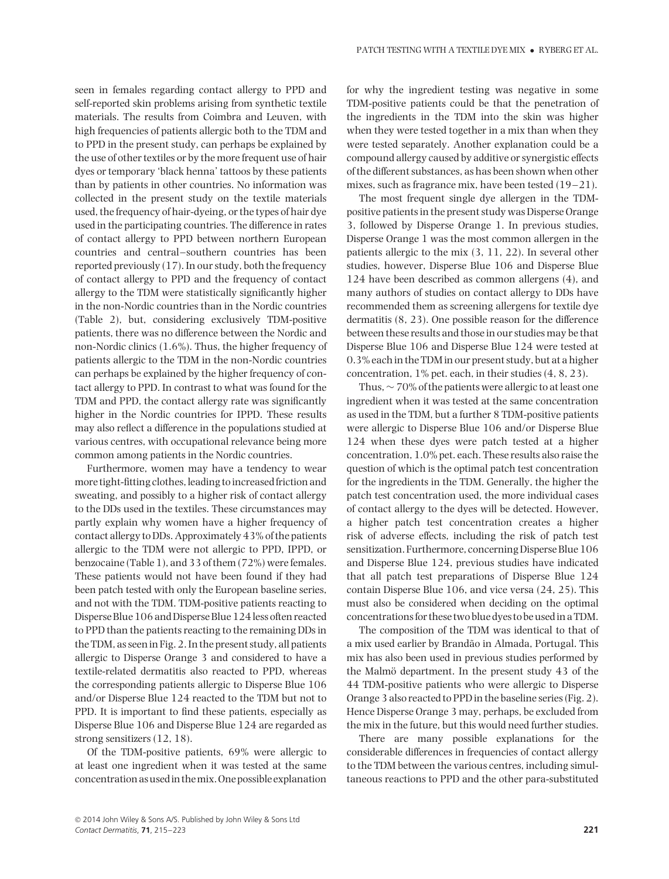seen in females regarding contact allergy to PPD and self-reported skin problems arising from synthetic textile materials. The results from Coimbra and Leuven, with high frequencies of patients allergic both to the TDM and to PPD in the present study, can perhaps be explained by the use of other textiles or by the more frequent use of hair dyes or temporary 'black henna' tattoos by these patients than by patients in other countries. No information was collected in the present study on the textile materials used, the frequency of hair-dyeing, or the types of hair dye used in the participating countries. The difference in rates of contact allergy to PPD between northern European countries and central–southern countries has been reported previously (17). In our study, both the frequency of contact allergy to PPD and the frequency of contact allergy to the TDM were statistically significantly higher in the non-Nordic countries than in the Nordic countries (Table 2), but, considering exclusively TDM-positive patients, there was no difference between the Nordic and non-Nordic clinics (1.6%). Thus, the higher frequency of patients allergic to the TDM in the non-Nordic countries can perhaps be explained by the higher frequency of contact allergy to PPD. In contrast to what was found for the TDM and PPD, the contact allergy rate was significantly higher in the Nordic countries for IPPD. These results may also reflect a difference in the populations studied at various centres, with occupational relevance being more common among patients in the Nordic countries.

Furthermore, women may have a tendency to wear more tight-fitting clothes, leading to increased friction and sweating, and possibly to a higher risk of contact allergy to the DDs used in the textiles. These circumstances may partly explain why women have a higher frequency of contact allergy to DDs. Approximately 43% of the patients allergic to the TDM were not allergic to PPD, IPPD, or benzocaine (Table 1), and 33 of them (72%) were females. These patients would not have been found if they had been patch tested with only the European baseline series, and not with the TDM. TDM-positive patients reacting to Disperse Blue 106 and Disperse Blue 124 less often reacted to PPD than the patients reacting to the remaining DDs in the TDM, as seen in Fig. 2. In the present study, all patients allergic to Disperse Orange 3 and considered to have a textile-related dermatitis also reacted to PPD, whereas the corresponding patients allergic to Disperse Blue 106 and/or Disperse Blue 124 reacted to the TDM but not to PPD. It is important to find these patients, especially as Disperse Blue 106 and Disperse Blue 124 are regarded as strong sensitizers (12, 18).

Of the TDM-positive patients, 69% were allergic to at least one ingredient when it was tested at the same concentration as used in the mix. One possible explanation for why the ingredient testing was negative in some TDM-positive patients could be that the penetration of the ingredients in the TDM into the skin was higher when they were tested together in a mix than when they were tested separately. Another explanation could be a compound allergy caused by additive or synergistic effects of the different substances, as has been shown when other mixes, such as fragrance mix, have been tested (19–21).

The most frequent single dye allergen in the TDM-positive patients in the present study was Disperse Orange 3, followed by Disperse Orange 1. In previous studies, Disperse Orange 1 was the most common allergen in the patients allergic to the mix (3, 11, 22). In several other studies, however, Disperse Blue 106 and Disperse Blue 124 have been described as common allergens (4), and many authors of studies on contact allergy to DDs have recommended them as screening allergens for textile dye dermatitis (8, 23). One possible reason for the difference between these results and those in our studies may be that Disperse Blue 106 and Disperse Blue 124 were tested at 0.3% each in the TDM in our present study, but at a higher concentration, 1% pet. each, in their studies (4, 8, 23).

Thus, $\sim$ 70% of the patients were allergic to at least one ingredient when it was tested at the same concentration as used in the TDM, but a further 8 TDM-positive patients were allergic to Disperse Blue 106 and/or Disperse Blue 124 when these dyes were patch tested at a higher concentration, 1.0% pet. each. These results also raise the question of which is the optimal patch test concentration for the ingredients in the TDM. Generally, the higher the patch test concentration used, the more individual cases of contact allergy to the dyes will be detected. However, a higher patch test concentration creates a higher risk of adverse effects, including the risk of patch test sensitization. Furthermore, concerning Disperse Blue 106 and Disperse Blue 124, previous studies have indicated that all patch test preparations of Disperse Blue 124 contain Disperse Blue 106, and vice versa (24, 25). This must also be considered when deciding on the optimal concentrations for these two blue dyes to be used in a TDM.

The composition of the TDM was identical to that of a mix used earlier by Brandão in Almada, Portugal. This mix has also been used in previous studies performed by the Malmö department. In the present study 43 of the 44 TDM-positive patients who were allergic to Disperse Orange 3 also reacted to PPD in the baseline series (Fig. 2). Hence Disperse Orange 3 may, perhaps, be excluded from the mix in the future, but this would need further studies.

There are many possible explanations for the considerable differences in frequencies of contact allergy to the TDM between the various centres, including simultaneous reactions to PPD and the other para-substituted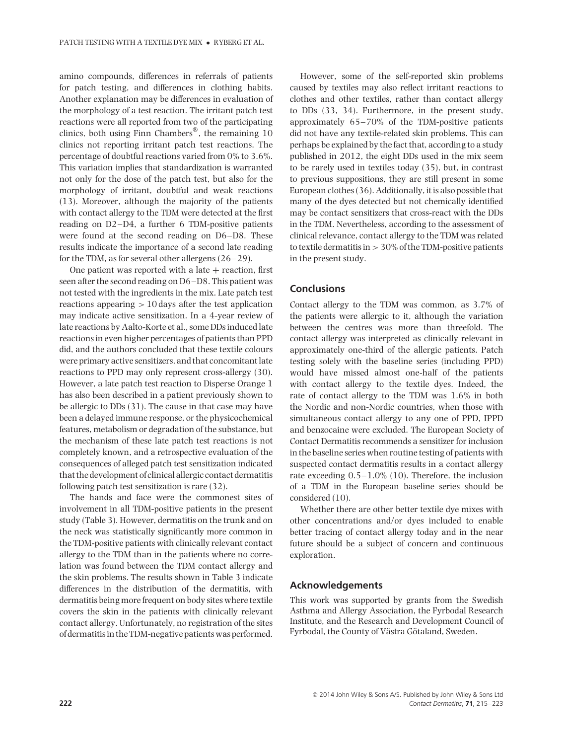amino compounds, differences in referrals of patients for patch testing, and differences in clothing habits. Another explanation may be differences in evaluation of the morphology of a test reaction. The irritant patch test reactions were all reported from two of the participating clinics, both using Finn Chambers®, the remaining 10 clinics not reporting irritant patch test reactions. The percentage of doubtful reactions varied from 0% to 3.6%. This variation implies that standardization is warranted not only for the dose of the patch test, but also for the morphology of irritant, doubtful and weak reactions (13). Moreover, although the majority of the patients with contact allergy to the TDM were detected at the first reading on D2–D4, a further 6 TDM-positive patients were found at the second reading on D6–D8. These results indicate the importance of a second late reading for the TDM, as for several other allergens (26–29).

One patient was reported with a late + reaction, first seen after the second reading on D6–D8. This patient was not tested with the ingredients in the mix. Late patch test reactions appearing > 10 days after the test application may indicate active sensitization. In a 4-year review of late reactions by Aalto-Korte et al., some DDs induced late reactions in even higher percentages of patients than PPD did, and the authors concluded that these textile colours were primary active sensitizers, and that concomitant late reactions to PPD may only represent cross-allergy (30). However, a late patch test reaction to Disperse Orange 1 has also been described in a patient previously shown to be allergic to DDs (31). The cause in that case may have been a delayed immune response, or the physicochemical features, metabolism or degradation of the substance, but the mechanism of these late patch test reactions is not completely known, and a retrospective evaluation of the consequences of alleged patch test sensitization indicated that the development of clinical allergic contact dermatitis following patch test sensitization is rare (32).

The hands and face were the commonest sites of involvement in all TDM-positive patients in the present study (Table 3). However, dermatitis on the trunk and on the neck was statistically significantly more common in the TDM-positive patients with clinically relevant contact allergy to the TDM than in the patients where no correlation was found between the TDM contact allergy and the skin problems. The results shown in Table 3 indicate differences in the distribution of the dermatitis, with dermatitis being more frequent on body sites where textile covers the skin in the patients with clinically relevant contact allergy. Unfortunately, no registration of the sites of dermatitis in the TDM-negative patients was performed.

However, some of the self-reported skin problems caused by textiles may also reflect irritant reactions to clothes and other textiles, rather than contact allergy to DDs (33, 34). Furthermore, in the present study, approximately 65–70% of the TDM-positive patients did not have any textile-related skin problems. This can perhaps be explained by the fact that, according to a study published in 2012, the eight DDs used in the mix seem to be rarely used in textiles today (35), but, in contrast to previous suppositions, they are still present in some European clothes (36). Additionally, it is also possible that many of the dyes detected but not chemically identified may be contact sensitizers that cross-react with the DDs in the TDM. Nevertheless, according to the assessment of clinical relevance, contact allergy to the TDM was related to textile dermatitis in > 30% of the TDM-positive patients in the present study.

## Conclusions

Contact allergy to the TDM was common, as 3.7% of the patients were allergic to it, although the variation between the centres was more than threefold. The contact allergy was interpreted as clinically relevant in approximately one-third of the allergic patients. Patch testing solely with the baseline series (including PPD) would have missed almost one-half of the patients with contact allergy to the textile dyes. Indeed, the rate of contact allergy to the TDM was 1.6% in both the Nordic and non-Nordic countries, when those with simultaneous contact allergy to any one of PPD, IPPD and benzocaine were excluded. The European Society of Contact Dermatitis recommends a sensitizer for inclusion in the baseline series when routine testing of patients with suspected contact dermatitis results in a contact allergy rate exceeding 0.5–1.0% (10). Therefore, the inclusion of a TDM in the European baseline series should be considered (10).

Whether there are other better textile dye mixes with other concentrations and/or dyes included to enable better tracing of contact allergy today and in the near future should be a subject of concern and continuous exploration.

## Acknowledgements

This work was supported by grants from the Swedish Asthma and Allergy Association, the Fyrbodal Research Institute, and the Research and Development Council of Fyrbodal, the County of Västra Götaland, Sweden.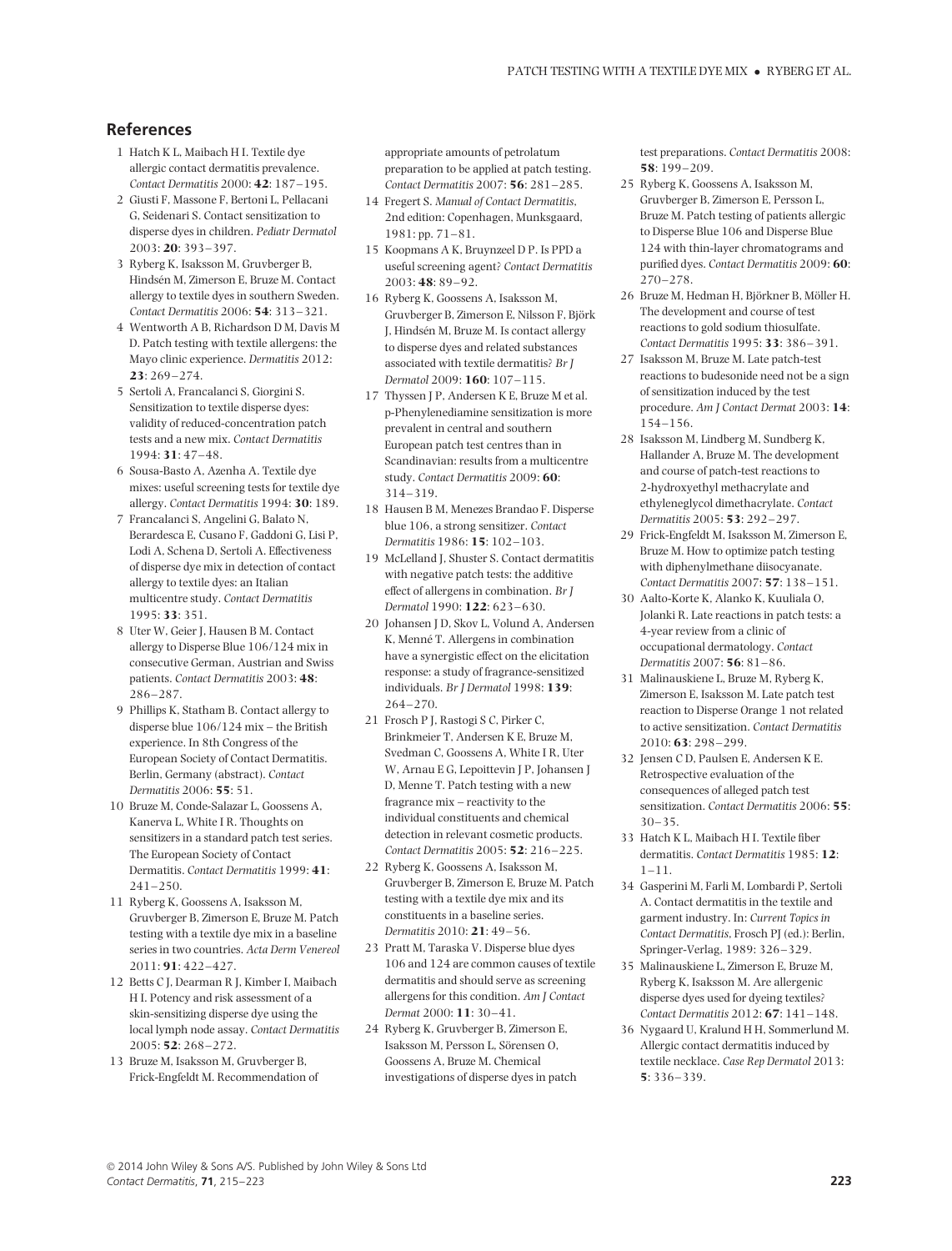## References

1. Hatch K L, Maibach H I. Textile dye allergic contact dermatitis prevalence. *Contact Dermatitis* 2000: **42**: 187–195.
2. Giusti F, Massone F, Bertoni L, Pellacani G, Seidenari S. Contact sensitization to disperse dyes in children. *Pediatr Dermatol* 2003: **20**: 393–397.
3. Ryberg K, Isaksson M, Gruvberger B, Hindsén M, Zimerson E, Bruze M. Contact allergy to textile dyes in southern Sweden. *Contact Dermatitis* 2006: **54**: 313–321.
4. Wentworth A B, Richardson D M, Davis M D. Patch testing with textile allergens: the Mayo clinic experience. *Dermatitis* 2012: **23**: 269–274.
5. Sertoli A, Francalanci S, Giorgini S. Sensitization to textile disperse dyes: validity of reduced-concentration patch tests and a new mix. *Contact Dermatitis* 1994: **31**: 47–48.
6. Sousa-Basto A, Azenha A. Textile dye mixes: useful screening tests for textile dye allergy. *Contact Dermatitis* 1994: **30**: 189.
7. Francalanci S, Angelini G, Balato N, Berardesca E, Cusano F, Gaddoni G, Lisi P, Lodi A, Schena D, Sertoli A. Effectiveness of disperse dye mix in detection of contact allergy to textile dyes: an Italian multicentre study. *Contact Dermatitis* 1995: **33**: 351.
8. Uter W, Geier J, Hausen B M. Contact allergy to Disperse Blue 106/124 mix in consecutive German, Austrian and Swiss patients. *Contact Dermatitis* 2003: **48**: 286–287.
9. Phillips K, Statham B. Contact allergy to disperse blue 106/124 mix – the British experience. In 8th Congress of the European Society of Contact Dermatitis. Berlin, Germany (abstract). *Contact Dermatitis* 2006: **55**: 51.
10. Bruze M, Conde-Salazar L, Goossens A, Kanerva L, White I R. Thoughts on sensitizers in a standard patch test series. The European Society of Contact Dermatitis. *Contact Dermatitis* 1999: **41**: 241–250.
11. Ryberg K, Goossens A, Isaksson M, Gruvberger B, Zimerson E, Bruze M. Patch testing with a textile dye mix in a baseline series in two countries. *Acta Derm Venereol* 2011: **91**: 422–427.
12. Betts C J, Dearman R J, Kimber I, Maibach H I. Potency and risk assessment of a skin-sensitizing disperse dye using the local lymph node assay. *Contact Dermatitis* 2005: **52**: 268–272.
13. Bruze M, Isaksson M, Gruvberger B, Frick-Engfeldt M. Recommendation of appropriate amounts of petrolatum preparation to be applied at patch testing. *Contact Dermatitis* 2007: **56**: 281–285.
14. Fregert S. *Manual of Contact Dermatitis*, 2nd edition: Copenhagen, Munksgaard, 1981: pp. 71–81.
15. Koopmans A K, Bruynzeel D P. Is PPD a useful screening agent? *Contact Dermatitis* 2003: **48**: 89–92.
16. Ryberg K, Goossens A, Isaksson M, Gruvberger B, Zimerson E, Nilsson F, Björk J, Hindsén M, Bruze M. Is contact allergy to disperse dyes and related substances associated with textile dermatitis? *Br J Dermatol* 2009: **160**: 107–115.
17. Thyssen J P, Andersen K E, Bruze M et al. p-Phenylenediamine sensitization is more prevalent in central and southern European patch test centres than in Scandinavian: results from a multicentre study. *Contact Dermatitis* 2009: **60**: 314–319.
18. Hausen B M, Menezes Brandao F. Disperse blue 106, a strong sensitizer. *Contact Dermatitis* 1986: **15**: 102–103.
19. McLelland J, Shuster S. Contact dermatitis with negative patch tests: the additive effect of allergens in combination. *Br J Dermatol* 1990: **122**: 623–630.
20. Johansen J D, Skov L, Volund A, Andersen K, Menné T. Allergens in combination have a synergistic effect on the elicitation response: a study of fragrance-sensitized individuals. *Br J Dermatol* 1998: **139**: 264–270.
21. Frosch P J, Rastogi S C, Pirker C, Brinkmeier T, Andersen K E, Bruze M, Svedman C, Goossens A, White I R, Uter W, Arnau E G, Lepoittevin J P, Johansen J D, Menne T. Patch testing with a new fragrance mix – reactivity to the individual constituents and chemical detection in relevant cosmetic products. *Contact Dermatitis* 2005: **52**: 216–225.
22. Ryberg K, Goossens A, Isaksson M, Gruvberger B, Zimerson E, Bruze M. Patch testing with a textile dye mix and its constituents in a baseline series. *Dermatitis* 2010: **21**: 49–56.
23. Pratt M, Taraska V. Disperse blue dyes 106 and 124 are common causes of textile dermatitis and should serve as screening allergens for this condition. *Am J Contact Dermat* 2000: **11**: 30–41.
24. Ryberg K, Gruvberger B, Zimerson E, Isaksson M, Persson L, Sörensen O, Goossens A, Bruze M. Chemical investigations of disperse dyes in patch test preparations. *Contact Dermatitis* 2008: **58**: 199–209.
25. Ryberg K, Goossens A, Isaksson M, Gruvberger B, Zimerson E, Persson L, Bruze M. Patch testing of patients allergic to Disperse Blue 106 and Disperse Blue 124 with thin-layer chromatograms and purified dyes. *Contact Dermatitis* 2009: **60**: 270–278.
26. Bruze M, Hedman H, Björkner B, Möller H. The development and course of test reactions to gold sodium thiosulfate. *Contact Dermatitis* 1995: **33**: 386–391.
27. Isaksson M, Bruze M. Late patch-test reactions to budesonide need not be a sign of sensitization induced by the test procedure. *Am J Contact Dermat* 2003: **14**: 154–156.
28. Isaksson M, Lindberg M, Sundberg K, Hallander A, Bruze M. The development and course of patch-test reactions to 2-hydroxyethyl methacrylate and ethyleneglycol dimethacrylate. *Contact Dermatitis* 2005: **53**: 292–297.
29. Frick-Engfeldt M, Isaksson M, Zimerson E, Bruze M. How to optimize patch testing with diphenylmethane diisocyanate. *Contact Dermatitis* 2007: **57**: 138–151.
30. Aalto-Korte K, Alanko K, Kuuliala O, Jolanki R. Late reactions in patch tests: a 4-year review from a clinic of occupational dermatology. *Contact Dermatitis* 2007: **56**: 81–86.
31. Malinauskiene L, Bruze M, Ryberg K, Zimerson E, Isaksson M. Late patch test reaction to Disperse Orange 1 not related to active sensitization. *Contact Dermatitis* 2010: **63**: 298–299.
32. Jensen C D, Paulsen E, Andersen K E. Retrospective evaluation of the consequences of alleged patch test sensitization. *Contact Dermatitis* 2006: **55**: 30–35.
33. Hatch K L, Maibach H I. Textile fiber dermatitis. *Contact Dermatitis* 1985: **12**: 1–11.
34. Gasperini M, Farli M, Lombardi P, Sertoli A. Contact dermatitis in the textile and garment industry. In: *Current Topics in Contact Dermatitis*, Frosch PJ (ed.): Berlin, Springer-Verlag, 1989: 326–329.
35. Malinauskiene L, Zimerson E, Bruze M, Ryberg K, Isaksson M. Are allergenic disperse dyes used for dyeing textiles? *Contact Dermatitis* 2012: **67**: 141–148.
36. Nygaard U, Kralund H H, Sommerlund M. Allergic contact dermatitis induced by textile necklace. *Case Rep Dermatol* 2013: **5**: 336–339.